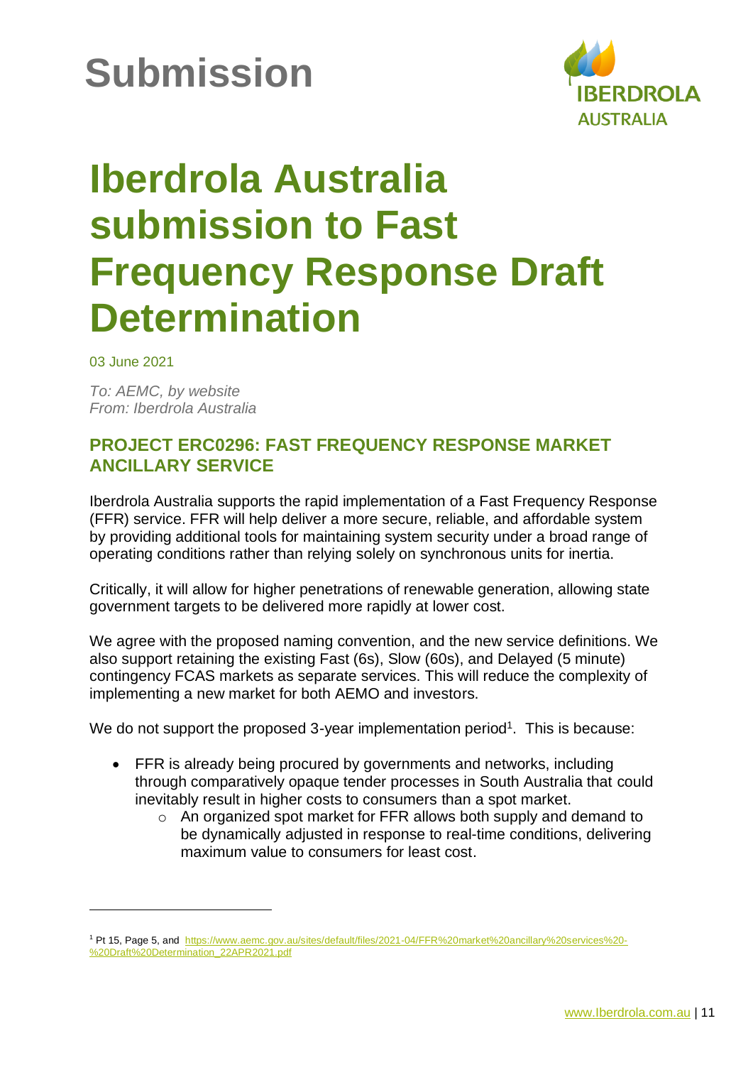# Submission

# Iberdrola Australia submission to Fast Frequency Response Draft Determination

03 June 2021

*To: AEMC, by website*
*From: Iberdrola Australia*

## PROJECT ERC0296: FAST FREQUENCY RESPONSE MARKET ANCILLARY SERVICE

Iberdrola Australia supports the rapid implementation of a Fast Frequency Response (FFR) service. FFR will help deliver a more secure, reliable, and affordable system by providing additional tools for maintaining system security under a broad range of operating conditions rather than relying solely on synchronous units for inertia.

Critically, it will allow for higher penetrations of renewable generation, allowing state government targets to be delivered more rapidly at lower cost.

We agree with the proposed naming convention, and the new service definitions. We also support retaining the existing Fast (6s), Slow (60s), and Delayed (5 minute) contingency FCAS markets as separate services. This will reduce the complexity of implementing a new market for both AEMO and investors.

We do not support the proposed 3-year implementation period[1]. This is because:

- FFR is already being procured by governments and networks, including through comparatively opaque tender processes in South Australia that could inevitably result in higher costs to consumers than a spot market.
  - An organized spot market for FFR allows both supply and demand to be dynamically adjusted in response to real-time conditions, delivering maximum value to consumers for least cost.

[1] Pt 15, Page 5, and https://www.aemc.gov.au/sites/default/files/2021-04/FFR%20market%20ancillary%20services%20-%20Draft%20Determination_22APR2021.pdf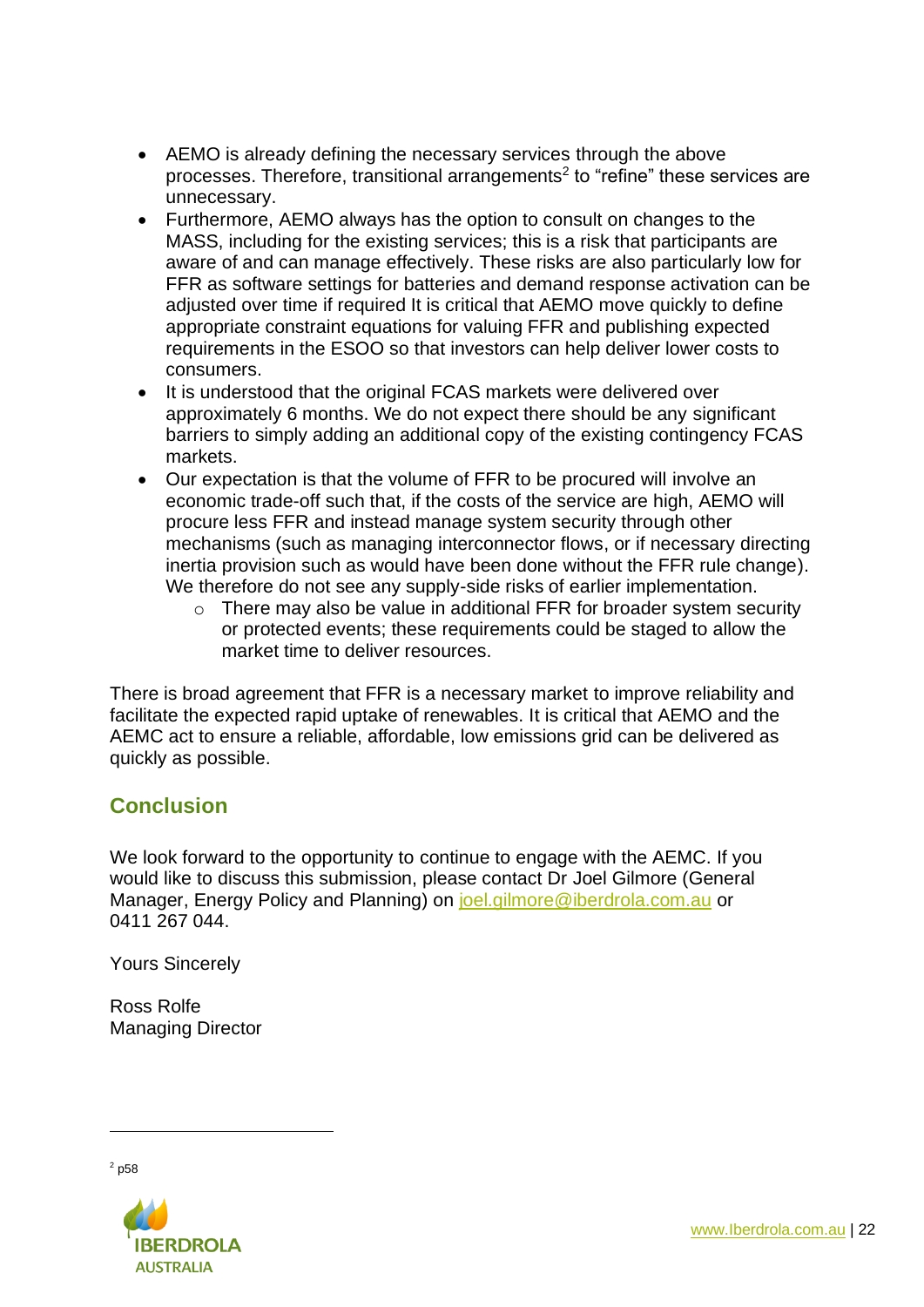- AEMO is already defining the necessary services through the above processes. Therefore, transitional arrangements[2] to "refine" these services are unnecessary.
- Furthermore, AEMO always has the option to consult on changes to the MASS, including for the existing services; this is a risk that participants are aware of and can manage effectively. These risks are also particularly low for FFR as software settings for batteries and demand response activation can be adjusted over time if required It is critical that AEMO move quickly to define appropriate constraint equations for valuing FFR and publishing expected requirements in the ESOO so that investors can help deliver lower costs to consumers.
- It is understood that the original FCAS markets were delivered over approximately 6 months. We do not expect there should be any significant barriers to simply adding an additional copy of the existing contingency FCAS markets.
- Our expectation is that the volume of FFR to be procured will involve an economic trade-off such that, if the costs of the service are high, AEMO will procure less FFR and instead manage system security through other mechanisms (such as managing interconnector flows, or if necessary directing inertia provision such as would have been done without the FFR rule change). We therefore do not see any supply-side risks of earlier implementation.
  - There may also be value in additional FFR for broader system security or protected events; these requirements could be staged to allow the market time to deliver resources.

There is broad agreement that FFR is a necessary market to improve reliability and facilitate the expected rapid uptake of renewables. It is critical that AEMO and the AEMC act to ensure a reliable, affordable, low emissions grid can be delivered as quickly as possible.

## Conclusion

We look forward to the opportunity to continue to engage with the AEMC. If you would like to discuss this submission, please contact Dr Joel Gilmore (General Manager, Energy Policy and Planning) on joel.gilmore@iberdrola.com.au or 0411 267 044.

Yours Sincerely

Ross Rolfe
Managing Director

[2] p58